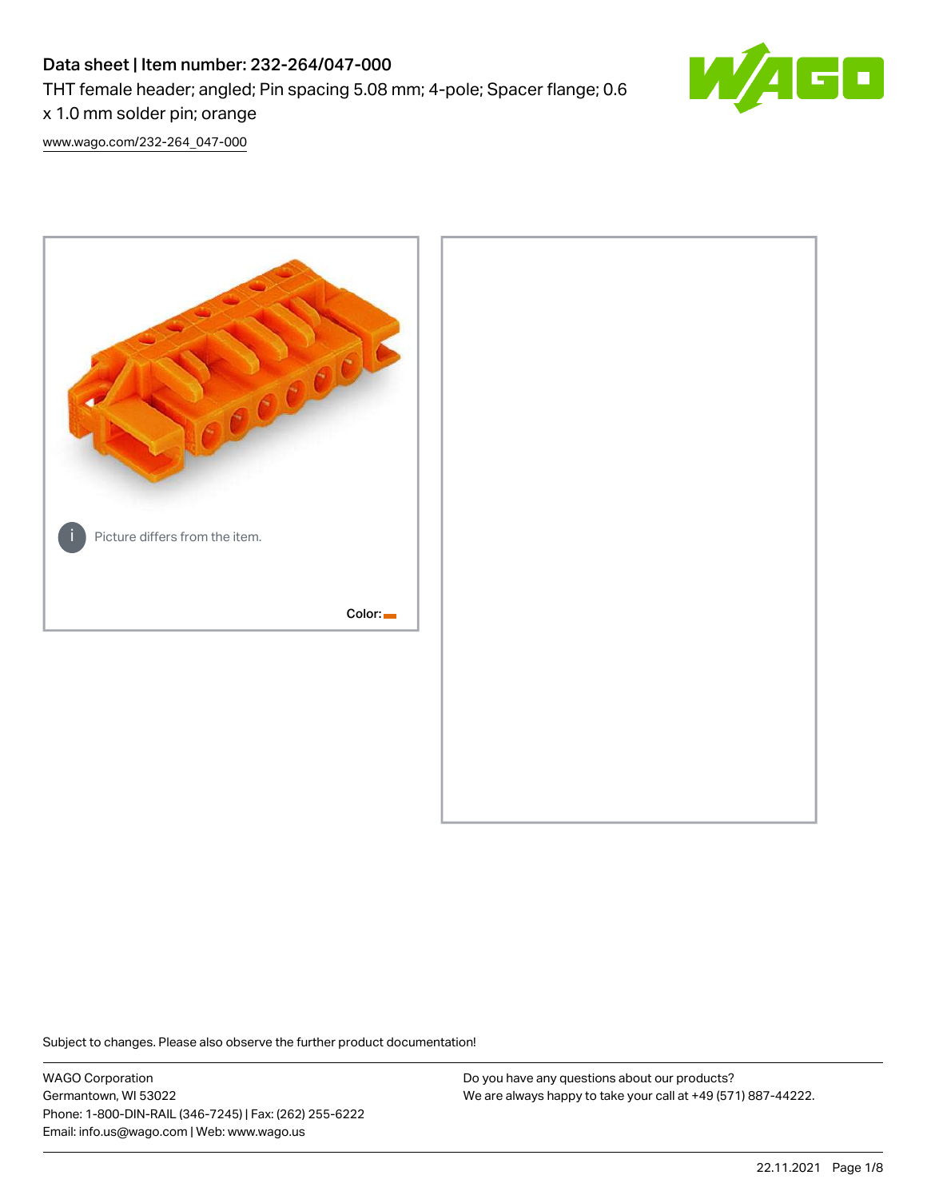# Data sheet | Item number: 232-264/047-000

THT female header; angled; Pin spacing 5.08 mm; 4-pole; Spacer flange; 0.6 x 1.0 mm solder pin; orange

www.wago.com/232-264_047-000

Picture differs from the item.

Color:

Subject to changes. Please also observe the further product documentation!

WAGO Corporation
Germantown, WI 53022
Phone: 1-800-DIN-RAIL (346-7245) | Fax: (262) 255-6222
Email: info.us@wago.com | Web: www.wago.us

Do you have any questions about our products?
We are always happy to take your call at +49 (571) 887-44222.

22.11.2021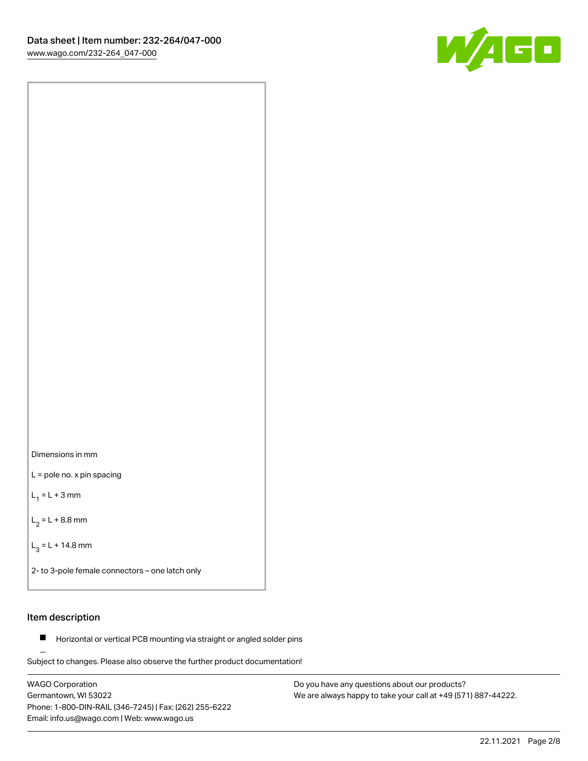Dimensions in mm

L = pole no. x pin spacing

$L_1$ = L + 3 mm

$L_2$ = L + 8.8 mm

$L_3$ = L + 14.8 mm

2- to 3-pole female connectors – one latch only

## Item description

- Horizontal or vertical PCB mounting via straight or angled solder pins

Subject to changes. Please also observe the further product documentation!

WAGO Corporation
Germantown, WI 53022
Phone: 1-800-DIN-RAIL (346-7245) | Fax: (262) 255-6222
Email: info.us@wago.com | Web: www.wago.us

Do you have any questions about our products?
We are always happy to take your call at +49 (571) 887-44222.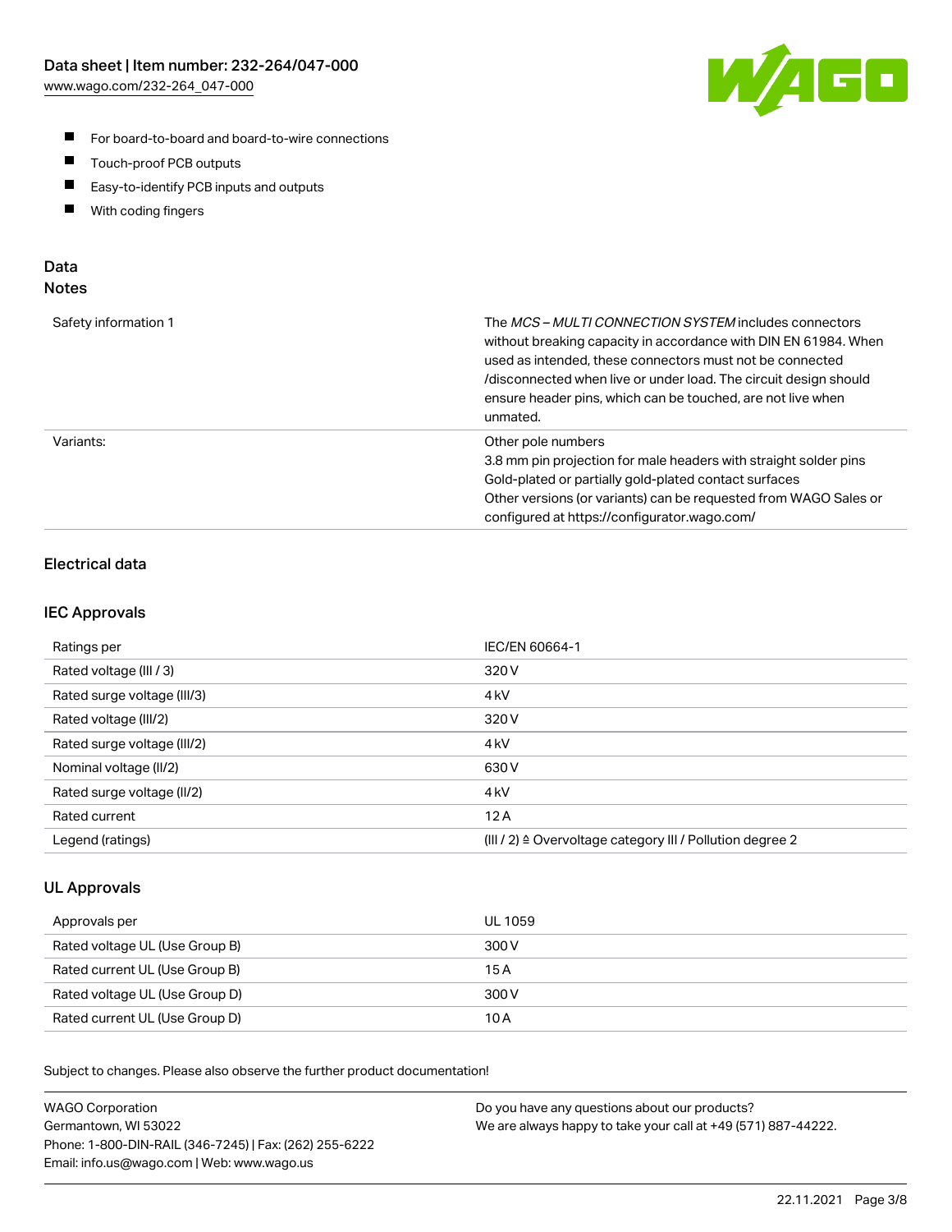- For board-to-board and board-to-wire connections
- Touch-proof PCB outputs
- Easy-to-identify PCB inputs and outputs
- With coding fingers

## Data
## Notes

| | |
|---|---|
| Safety information 1 | The *MCS – MULTI CONNECTION SYSTEM* includes connectors without breaking capacity in accordance with DIN EN 61984. When used as intended, these connectors must not be connected /disconnected when live or under load. The circuit design should ensure header pins, which can be touched, are not live when unmated. |
| Variants: | Other pole numbers<br>3.8 mm pin projection for male headers with straight solder pins<br>Gold-plated or partially gold-plated contact surfaces<br>Other versions (or variants) can be requested from WAGO Sales or configured at https://configurator.wago.com/ |

### Electrical data

### IEC Approvals

| | |
|---|---|
| Ratings per | IEC/EN 60664-1 |
| Rated voltage (III / 3) | 320 V |
| Rated surge voltage (III/3) | 4 kV |
| Rated voltage (III/2) | 320 V |
| Rated surge voltage (III/2) | 4 kV |
| Nominal voltage (II/2) | 630 V |
| Rated surge voltage (II/2) | 4 kV |
| Rated current | 12 A |
| Legend (ratings) | (III / 2) ≙ Overvoltage category III / Pollution degree 2 |

### UL Approvals

| | |
|---|---|
| Approvals per | UL 1059 |
| Rated voltage UL (Use Group B) | 300 V |
| Rated current UL (Use Group B) | 15 A |
| Rated voltage UL (Use Group D) | 300 V |
| Rated current UL (Use Group D) | 10 A |

Subject to changes. Please also observe the further product documentation!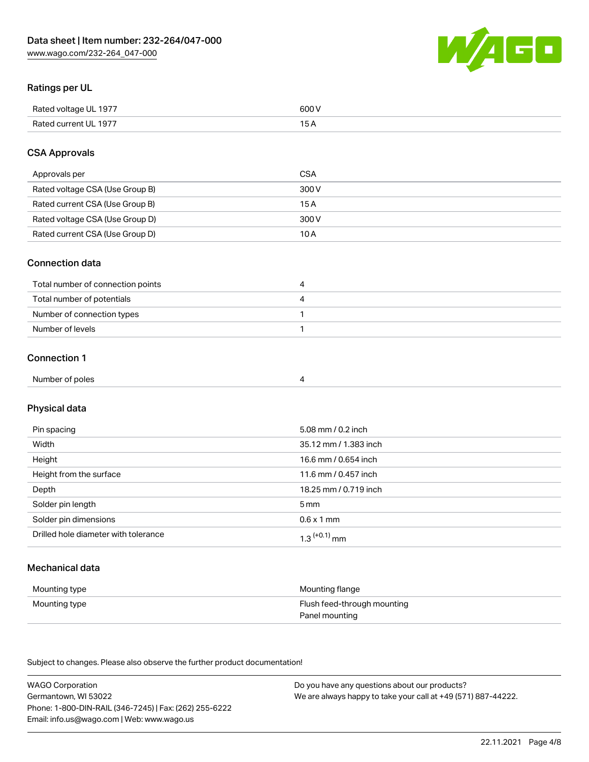## Ratings per UL

| | |
|---|---|
| Rated voltage UL 1977 | 600 V |
| Rated current UL 1977 | 15 A |

## CSA Approvals

| | |
|---|---|
| Approvals per | CSA |
| Rated voltage CSA (Use Group B) | 300 V |
| Rated current CSA (Use Group B) | 15 A |
| Rated voltage CSA (Use Group D) | 300 V |
| Rated current CSA (Use Group D) | 10 A |

## Connection data

| | |
|---|---|
| Total number of connection points | 4 |
| Total number of potentials | 4 |
| Number of connection types | 1 |
| Number of levels | 1 |

## Connection 1

| | |
|---|---|
| Number of poles | 4 |

## Physical data

| | |
|---|---|
| Pin spacing | 5.08 mm / 0.2 inch |
| Width | 35.12 mm / 1.383 inch |
| Height | 16.6 mm / 0.654 inch |
| Height from the surface | 11.6 mm / 0.457 inch |
| Depth | 18.25 mm / 0.719 inch |
| Solder pin length | 5 mm |
| Solder pin dimensions | 0.6 x 1 mm |
| Drilled hole diameter with tolerance | $1.3^{(+0.1)}$ mm |

## Mechanical data

| | |
|---|---|
| Mounting type | Mounting flange |
| Mounting type | Flush feed-through mounting<br>Panel mounting |

Subject to changes. Please also observe the further product documentation!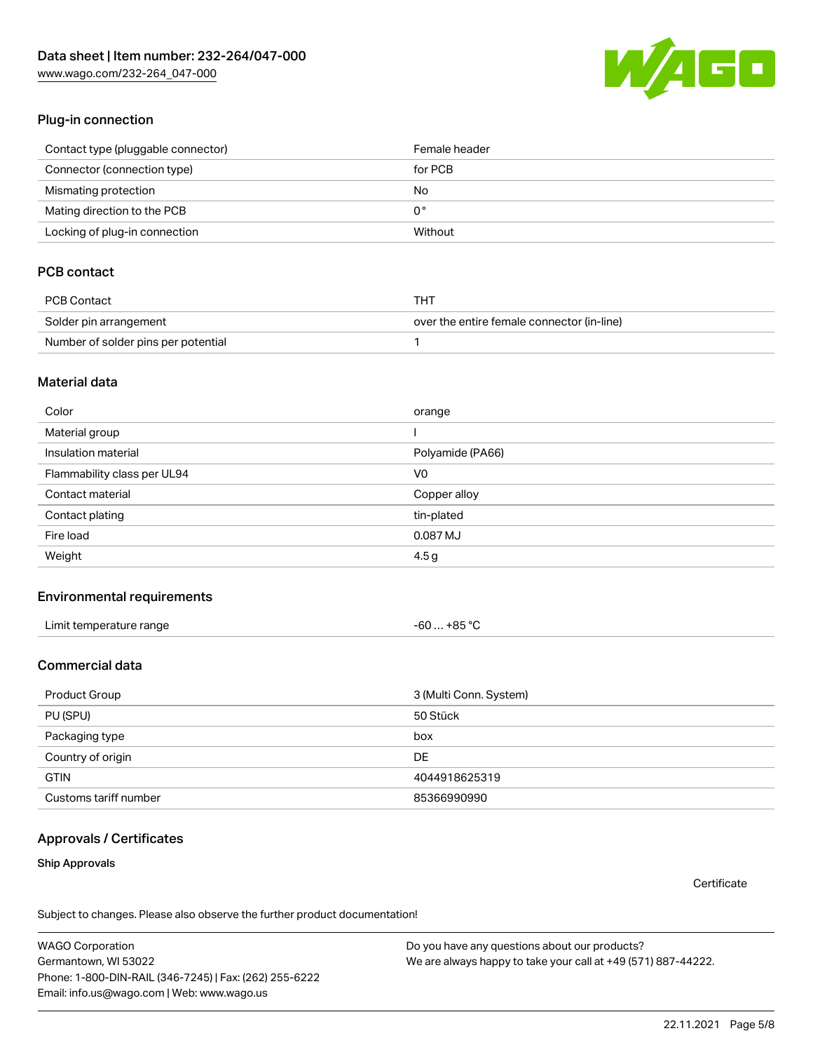## Plug-in connection

| | |
|---|---|
| Contact type (pluggable connector) | Female header |
| Connector (connection type) | for PCB |
| Mismating protection | No |
| Mating direction to the PCB | 0 ° |
| Locking of plug-in connection | Without |

## PCB contact

| | |
|---|---|
| PCB Contact | THT |
| Solder pin arrangement | over the entire female connector (in-line) |
| Number of solder pins per potential | 1 |

## Material data

| | |
|---|---|
| Color | orange |
| Material group | I |
| Insulation material | Polyamide (PA66) |
| Flammability class per UL94 | V0 |
| Contact material | Copper alloy |
| Contact plating | tin-plated |
| Fire load | 0.087 MJ |
| Weight | 4.5 g |

## Environmental requirements

| | |
|---|---|
| Limit temperature range | -60 … +85 °C |

## Commercial data

| | |
|---|---|
| Product Group | 3 (Multi Conn. System) |
| PU (SPU) | 50 Stück |
| Packaging type | box |
| Country of origin | DE |
| GTIN | 4044918625319 |
| Customs tariff number | 85366990990 |

## Approvals / Certificates

### Ship Approvals

Certificate

Subject to changes. Please also observe the further product documentation!

WAGO Corporation
Germantown, WI 53022
Phone: 1-800-DIN-RAIL (346-7245) | Fax: (262) 255-6222
Email: info.us@wago.com | Web: www.wago.us

Do you have any questions about our products?
We are always happy to take your call at +49 (571) 887-44222.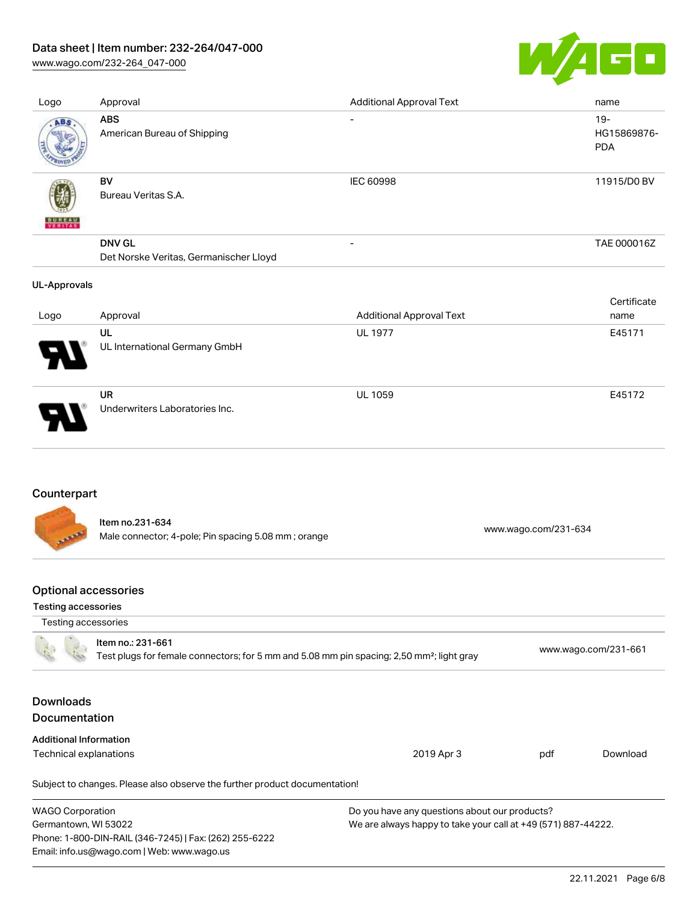| Logo | Approval | Additional Approval Text | name |
| --- | --- | --- | --- |
| | **ABS**<br>American Bureau of Shipping | - | 19-HG15869876-PDA |
| | **BV**<br>Bureau Veritas S.A. | IEC 60998 | 11915/D0 BV |
| | **DNV GL**<br>Det Norske Veritas, Germanischer Lloyd | - | TAE 000016Z |

#### UL-Approvals

| Logo | Approval | Additional Approval Text | Certificate name |
| --- | --- | --- | --- |
| | **UL**<br>UL International Germany GmbH | UL 1977 | E45171 |
| | **UR**<br>Underwriters Laboratories Inc. | UL 1059 | E45172 |

## Counterpart

| | | |
| --- | --- | --- |
| | Item no.231-634<br>Male connector; 4-pole; Pin spacing 5.08 mm ; orange | www.wago.com/231-634 |

## Optional accessories

#### Testing accessories

Testing accessories

| | | |
| --- | --- | --- |
| | Item no.: 231-661<br>Test plugs for female connectors; for 5 mm and 5.08 mm pin spacing; 2,50 mm²; light gray | www.wago.com/231-661 |

## Downloads

## Documentation

#### Additional Information

| | | | |
| --- | --- | --- | --- |
| Technical explanations | 2019 Apr 3 | pdf | Download |

Subject to changes. Please also observe the further product documentation!

WAGO Corporation
Germantown, WI 53022
Phone: 1-800-DIN-RAIL (346-7245) | Fax: (262) 255-6222
Email: info.us@wago.com | Web: www.wago.us

Do you have any questions about our products?
We are always happy to take your call at +49 (571) 887-44222.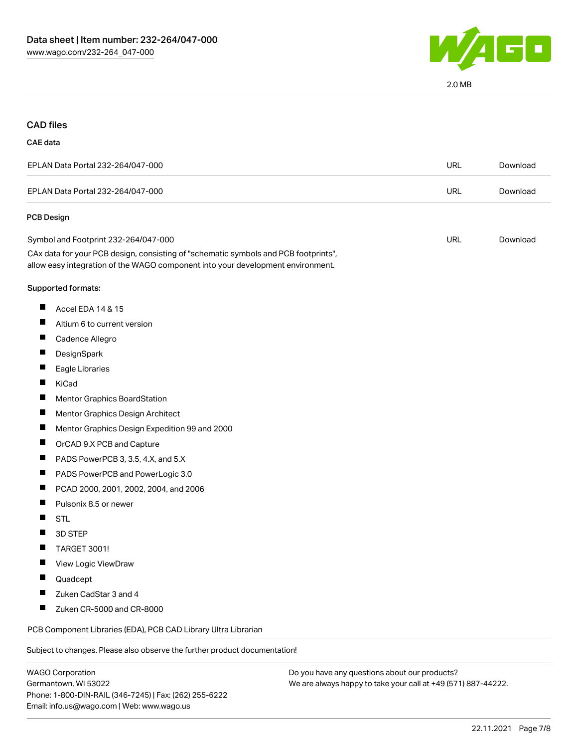2.0 MB

## CAD files

### CAE data

| | | |
|---|---|---|
| EPLAN Data Portal 232-264/047-000 | URL | Download |
| EPLAN Data Portal 232-264/047-000 | URL | Download |

### PCB Design

| | | |
|---|---|---|
| Symbol and Footprint 232-264/047-000 | URL | Download |

CAx data for your PCB design, consisting of "schematic symbols and PCB footprints", allow easy integration of the WAGO component into your development environment.

Supported formats:

- Accel EDA 14 & 15
- Altium 6 to current version
- Cadence Allegro
- DesignSpark
- Eagle Libraries
- KiCad
- Mentor Graphics BoardStation
- Mentor Graphics Design Architect
- Mentor Graphics Design Expedition 99 and 2000
- OrCAD 9.X PCB and Capture
- PADS PowerPCB 3, 3.5, 4.X, and 5.X
- PADS PowerPCB and PowerLogic 3.0
- PCAD 2000, 2001, 2002, 2004, and 2006
- Pulsonix 8.5 or newer
- STL
- 3D STEP
- TARGET 3001!
- View Logic ViewDraw
- Quadcept
- Zuken CadStar 3 and 4
- Zuken CR-5000 and CR-8000

PCB Component Libraries (EDA), PCB CAD Library Ultra Librarian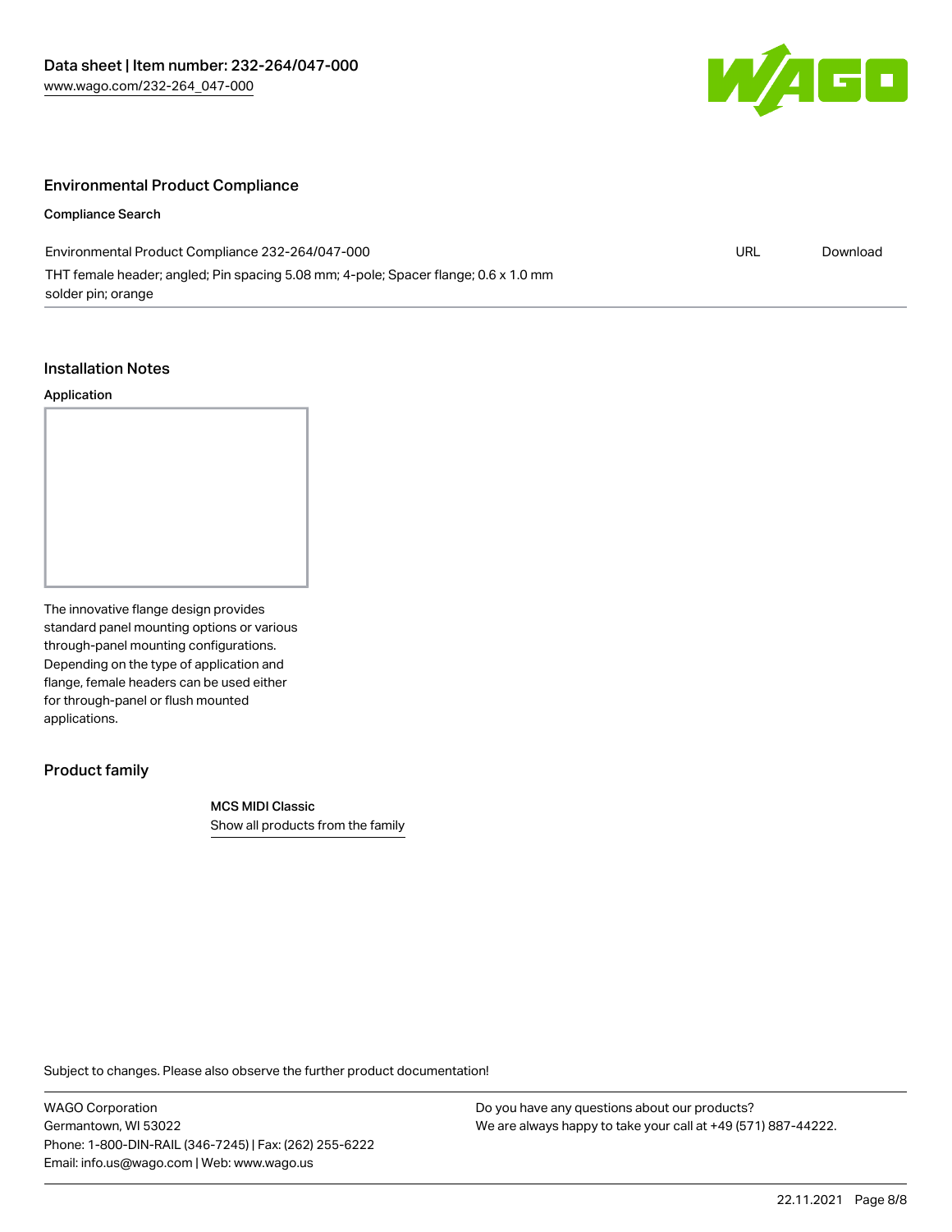## Environmental Product Compliance

**Compliance Search**

| | | |
|---|---|---|
| Environmental Product Compliance 232-264/047-000 | URL | Download |
| THT female header; angled; Pin spacing 5.08 mm; 4-pole; Spacer flange; 0.6 x 1.0 mm solder pin; orange | | |

## Installation Notes

**Application**

The innovative flange design provides standard panel mounting options or various through-panel mounting configurations. Depending on the type of application and flange, female headers can be used either for through-panel or flush mounted applications.

## Product family

MCS MIDI Classic
Show all products from the family

Subject to changes. Please also observe the further product documentation!

WAGO Corporation
Germantown, WI 53022
Phone: 1-800-DIN-RAIL (346-7245) | Fax: (262) 255-6222
Email: info.us@wago.com | Web: www.wago.us

Do you have any questions about our products?
We are always happy to take your call at +49 (571) 887-44222.